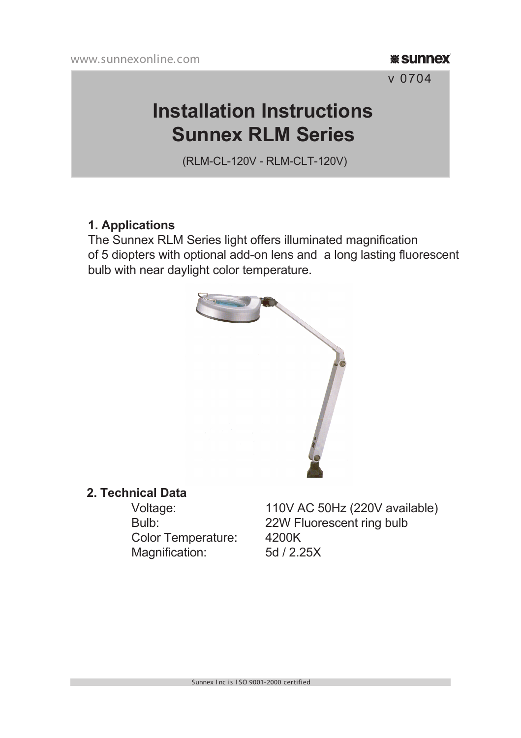www.sunnexonline.com

v 0704

# Installation Instructions
# Sunnex RLM Series

(RLM-CL-120V - RLM-CLT-120V)

## 1. Applications

The Sunnex RLM Series light offers illuminated magnification of 5 diopters with optional add-on lens and a long lasting fluorescent bulb with near daylight color temperature.

## 2. Technical Data

| | |
|---|---|
| Voltage: | 110V AC 50Hz (220V available) |
| Bulb: | 22W Fluorescent ring bulb |
| Color Temperature: | 4200K |
| Magnification: | 5d / 2.25X |

Sunnex Inc is ISO 9001-2000 certified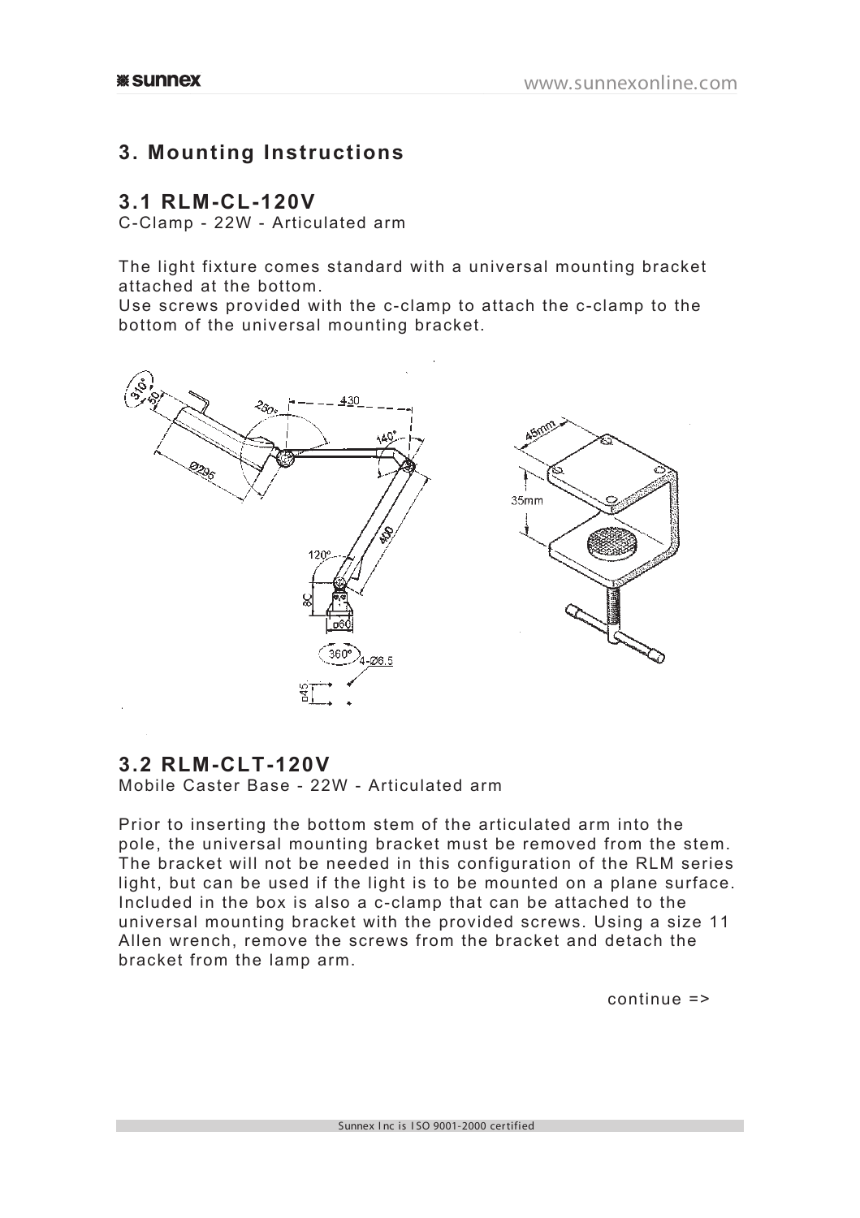## 3. Mounting Instructions

### 3.1 RLM-CL-120V

C-Clamp - 22W - Articulated arm

The light fixture comes standard with a universal mounting bracket attached at the bottom.
Use screws provided with the c-clamp to attach the c-clamp to the bottom of the universal mounting bracket.

### 3.2 RLM-CLT-120V

Mobile Caster Base - 22W - Articulated arm

Prior to inserting the bottom stem of the articulated arm into the pole, the universal mounting bracket must be removed from the stem. The bracket will not be needed in this configuration of the RLM series light, but can be used if the light is to be mounted on a plane surface. Included in the box is also a c-clamp that can be attached to the universal mounting bracket with the provided screws. Using a size 11 Allen wrench, remove the screws from the bracket and detach the bracket from the lamp arm.

continue =>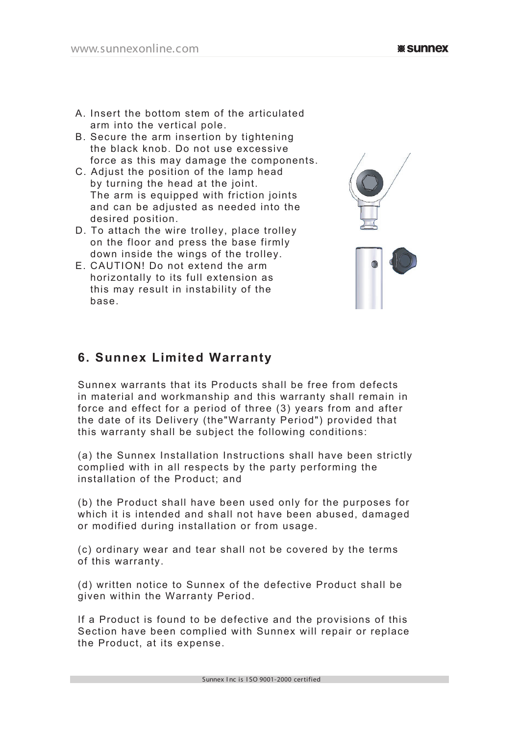A. Insert the bottom stem of the articulated arm into the vertical pole.
B. Secure the arm insertion by tightening the black knob. Do not use excessive force as this may damage the components.
C. Adjust the position of the lamp head by turning the head at the joint. The arm is equipped with friction joints and can be adjusted as needed into the desired position.
D. To attach the wire trolley, place trolley on the floor and press the base firmly down inside the wings of the trolley.
E. CAUTION! Do not extend the arm horizontally to its full extension as this may result in instability of the base.

## 6. Sunnex Limited Warranty

Sunnex warrants that its Products shall be free from defects in material and workmanship and this warranty shall remain in force and effect for a period of three (3) years from and after the date of its Delivery (the"Warranty Period") provided that this warranty shall be subject the following conditions:

(a) the Sunnex Installation Instructions shall have been strictly complied with in all respects by the party performing the installation of the Product; and

(b) the Product shall have been used only for the purposes for which it is intended and shall not have been abused, damaged or modified during installation or from usage.

(c) ordinary wear and tear shall not be covered by the terms of this warranty.

(d) written notice to Sunnex of the defective Product shall be given within the Warranty Period.

If a Product is found to be defective and the provisions of this Section have been complied with Sunnex will repair or replace the Product, at its expense.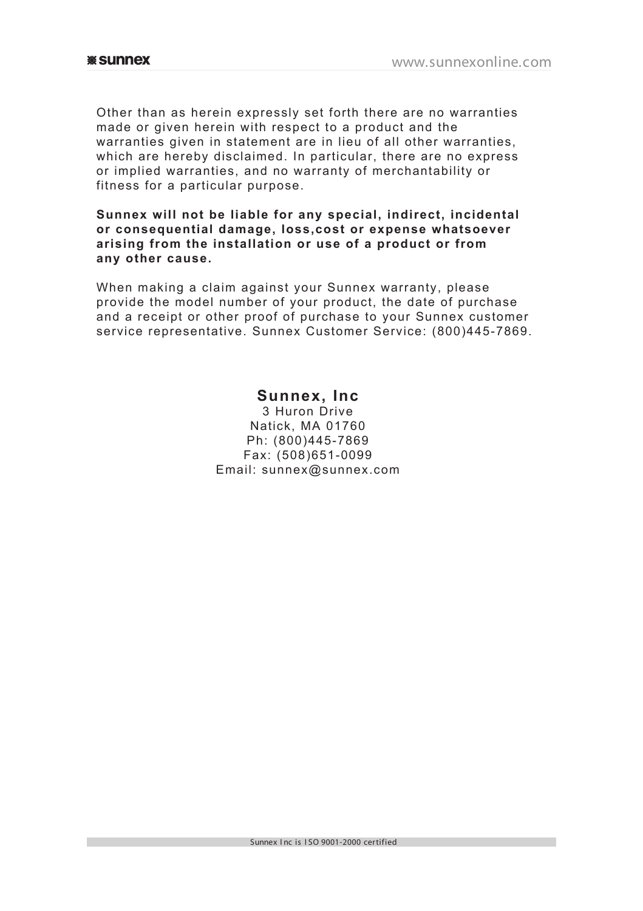Other than as herein expressly set forth there are no warranties made or given herein with respect to a product and the warranties given in statement are in lieu of all other warranties, which are hereby disclaimed. In particular, there are no express or implied warranties, and no warranty of merchantability or fitness for a particular purpose.

**Sunnex will not be liable for any special, indirect, incidental or consequential damage, loss,cost or expense whatsoever arising from the installation or use of a product or from any other cause.**

When making a claim against your Sunnex warranty, please provide the model number of your product, the date of purchase and a receipt or other proof of purchase to your Sunnex customer service representative. Sunnex Customer Service: (800)445-7869.

**Sunnex, Inc**
3 Huron Drive
Natick, MA 01760
Ph: (800)445-7869
Fax: (508)651-0099
Email: sunnex@sunnex.com

Sunnex Inc is ISO 9001-2000 certified